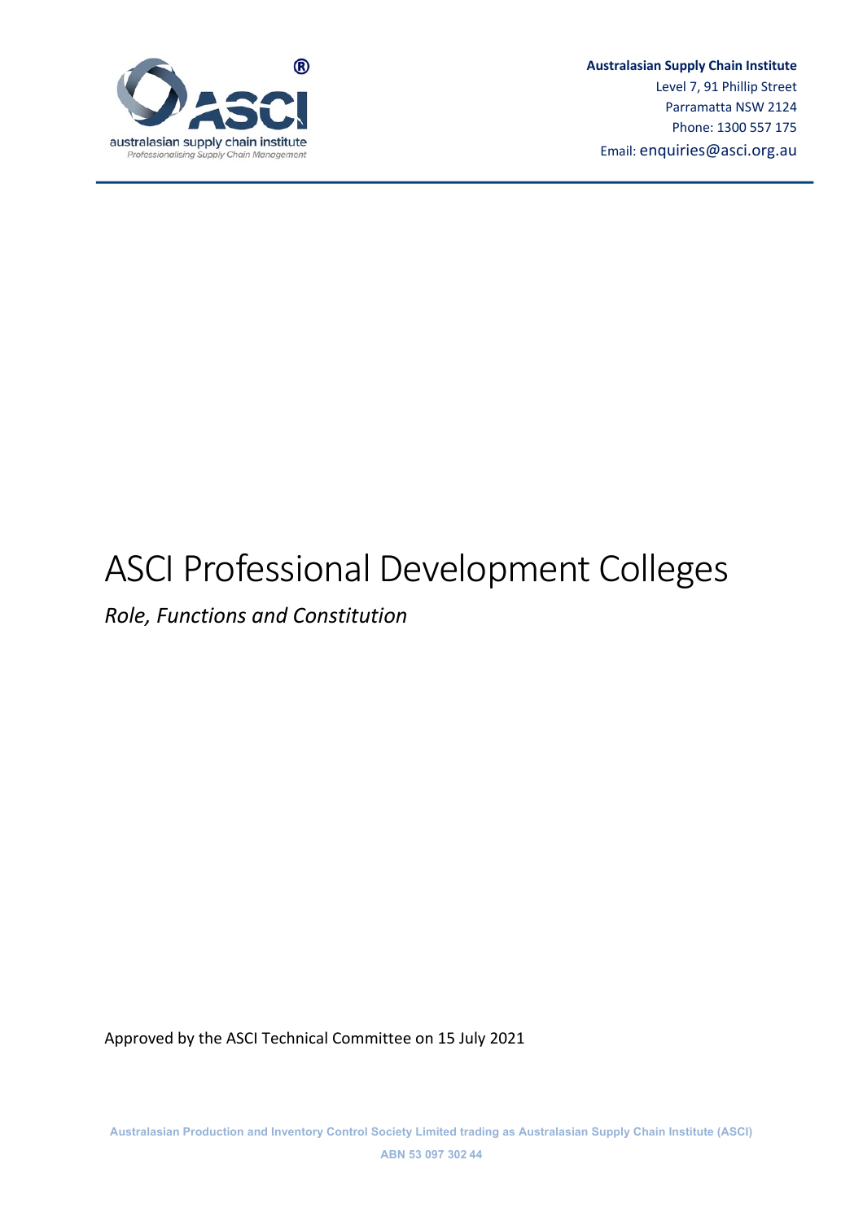**Australasian Supply Chain Institute**
Level 7, 91 Phillip Street
Parramatta NSW 2124
Phone: 1300 557 175
Email: enquiries@asci.org.au

# ASCI Professional Development Colleges

*Role, Functions and Constitution*

Approved by the ASCI Technical Committee on 15 July 2021

Australasian Production and Inventory Control Society Limited trading as Australasian Supply Chain Institute (ASCI)

ABN 53 097 302 44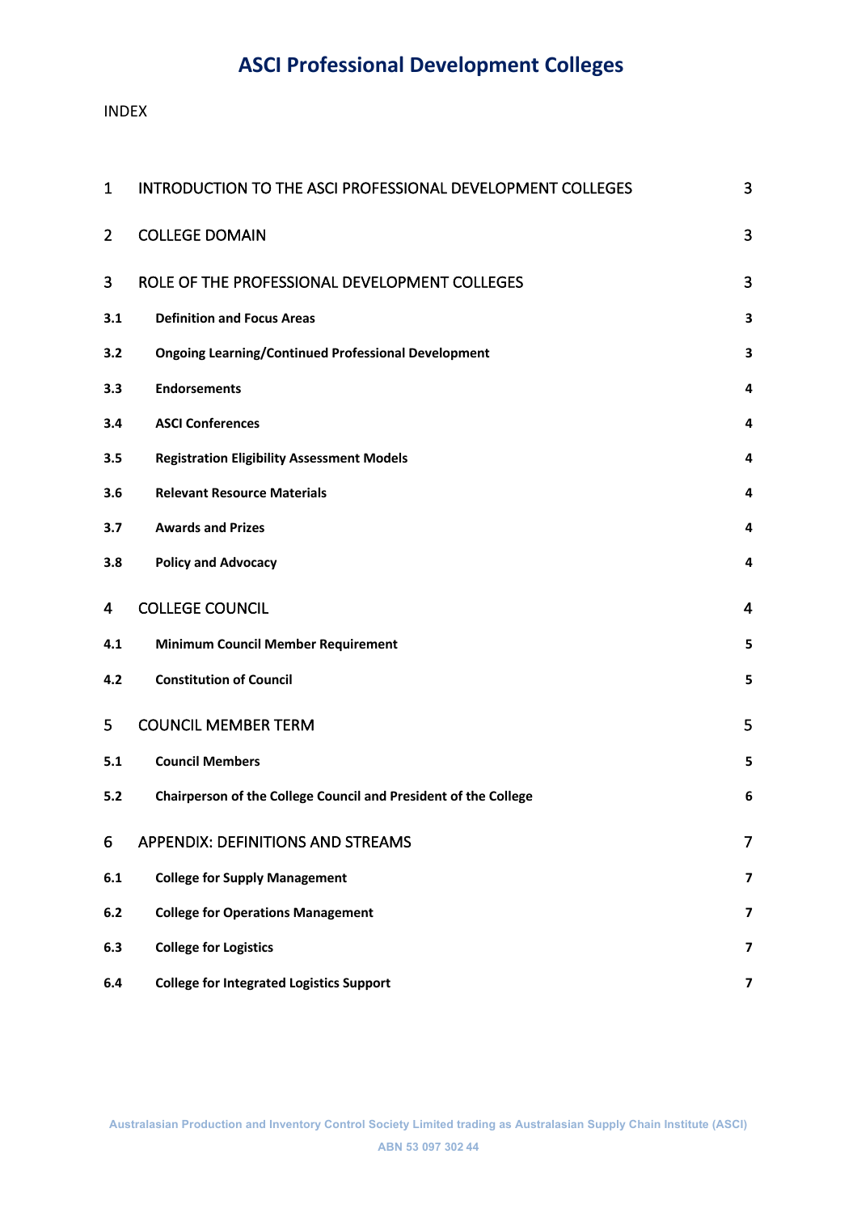# ASCI Professional Development Colleges

INDEX

| | | |
|---|---|---|
| 1 | INTRODUCTION TO THE ASCI PROFESSIONAL DEVELOPMENT COLLEGES | 3 |
| 2 | COLLEGE DOMAIN | 3 |
| 3 | ROLE OF THE PROFESSIONAL DEVELOPMENT COLLEGES | 3 |
| **3.1** | **Definition and Focus Areas** | **3** |
| **3.2** | **Ongoing Learning/Continued Professional Development** | **3** |
| **3.3** | **Endorsements** | **4** |
| **3.4** | **ASCI Conferences** | **4** |
| **3.5** | **Registration Eligibility Assessment Models** | **4** |
| **3.6** | **Relevant Resource Materials** | **4** |
| **3.7** | **Awards and Prizes** | **4** |
| **3.8** | **Policy and Advocacy** | **4** |
| 4 | COLLEGE COUNCIL | 4 |
| **4.1** | **Minimum Council Member Requirement** | **5** |
| **4.2** | **Constitution of Council** | **5** |
| 5 | COUNCIL MEMBER TERM | 5 |
| **5.1** | **Council Members** | **5** |
| **5.2** | **Chairperson of the College Council and President of the College** | **6** |
| 6 | APPENDIX: DEFINITIONS AND STREAMS | 7 |
| **6.1** | **College for Supply Management** | **7** |
| **6.2** | **College for Operations Management** | **7** |
| **6.3** | **College for Logistics** | **7** |
| **6.4** | **College for Integrated Logistics Support** | **7** |

Australasian Production and Inventory Control Society Limited trading as Australasian Supply Chain Institute (ASCI)

ABN 53 097 302 44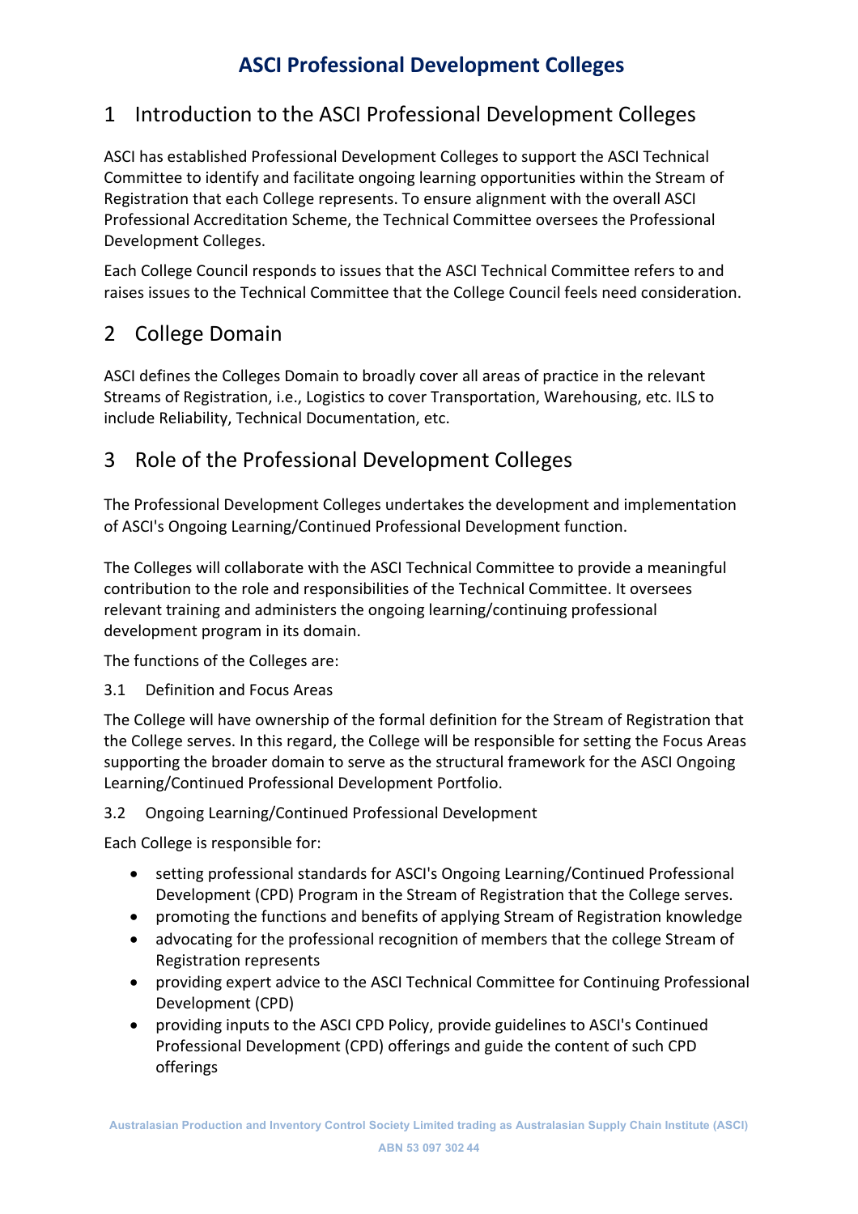# ASCI Professional Development Colleges

## 1 Introduction to the ASCI Professional Development Colleges

ASCI has established Professional Development Colleges to support the ASCI Technical Committee to identify and facilitate ongoing learning opportunities within the Stream of Registration that each College represents. To ensure alignment with the overall ASCI Professional Accreditation Scheme, the Technical Committee oversees the Professional Development Colleges.

Each College Council responds to issues that the ASCI Technical Committee refers to and raises issues to the Technical Committee that the College Council feels need consideration.

## 2 College Domain

ASCI defines the Colleges Domain to broadly cover all areas of practice in the relevant Streams of Registration, i.e., Logistics to cover Transportation, Warehousing, etc. ILS to include Reliability, Technical Documentation, etc.

## 3 Role of the Professional Development Colleges

The Professional Development Colleges undertakes the development and implementation of ASCI's Ongoing Learning/Continued Professional Development function.

The Colleges will collaborate with the ASCI Technical Committee to provide a meaningful contribution to the role and responsibilities of the Technical Committee. It oversees relevant training and administers the ongoing learning/continuing professional development program in its domain.

The functions of the Colleges are:

### 3.1 Definition and Focus Areas

The College will have ownership of the formal definition for the Stream of Registration that the College serves. In this regard, the College will be responsible for setting the Focus Areas supporting the broader domain to serve as the structural framework for the ASCI Ongoing Learning/Continued Professional Development Portfolio.

### 3.2 Ongoing Learning/Continued Professional Development

Each College is responsible for:

- setting professional standards for ASCI's Ongoing Learning/Continued Professional Development (CPD) Program in the Stream of Registration that the College serves.
- promoting the functions and benefits of applying Stream of Registration knowledge
- advocating for the professional recognition of members that the college Stream of Registration represents
- providing expert advice to the ASCI Technical Committee for Continuing Professional Development (CPD)
- providing inputs to the ASCI CPD Policy, provide guidelines to ASCI's Continued Professional Development (CPD) offerings and guide the content of such CPD offerings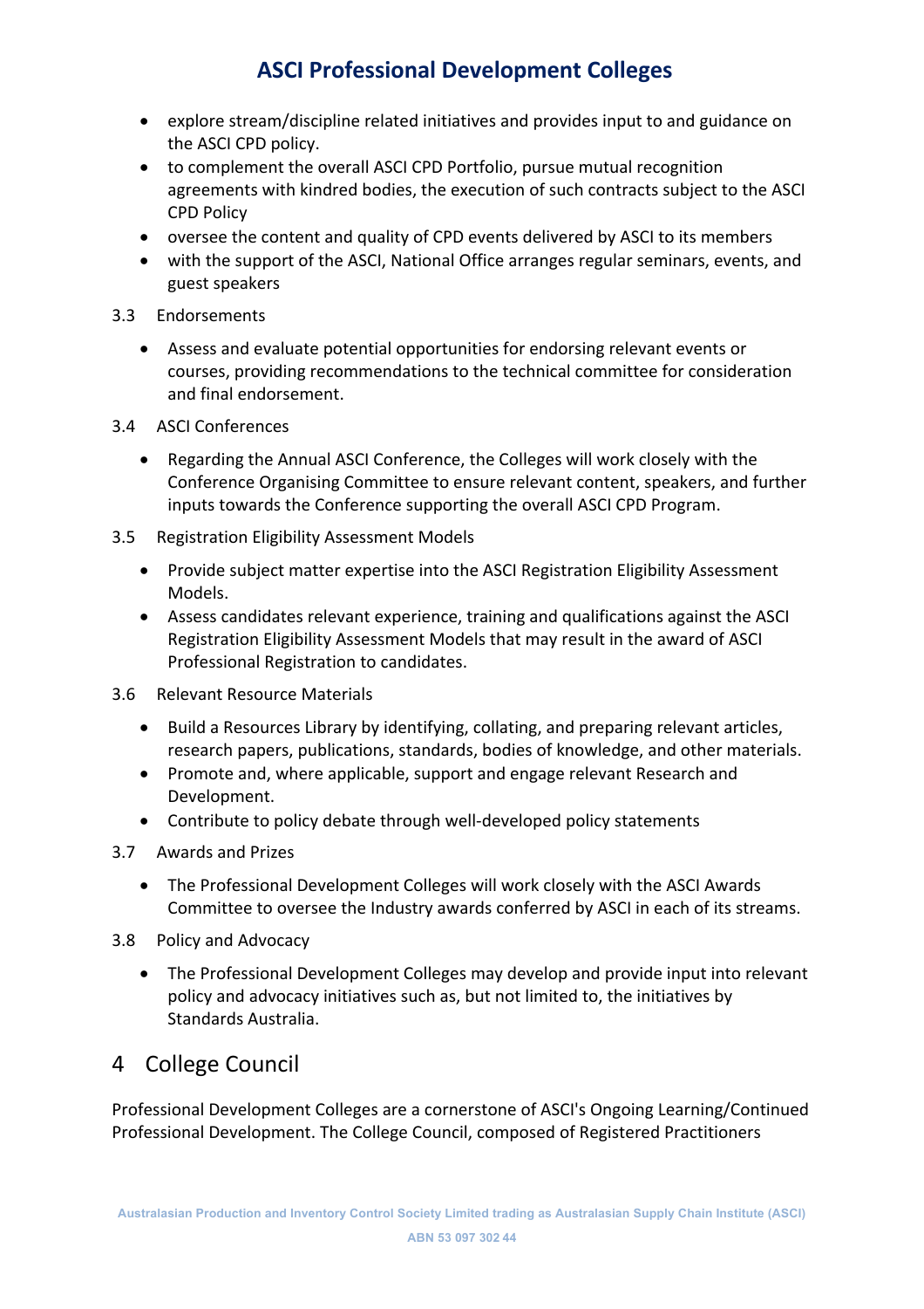- explore stream/discipline related initiatives and provides input to and guidance on the ASCI CPD policy.
- to complement the overall ASCI CPD Portfolio, pursue mutual recognition agreements with kindred bodies, the execution of such contracts subject to the ASCI CPD Policy
- oversee the content and quality of CPD events delivered by ASCI to its members
- with the support of the ASCI, National Office arranges regular seminars, events, and guest speakers

3.3 Endorsements

- Assess and evaluate potential opportunities for endorsing relevant events or courses, providing recommendations to the technical committee for consideration and final endorsement.

3.4 ASCI Conferences

- Regarding the Annual ASCI Conference, the Colleges will work closely with the Conference Organising Committee to ensure relevant content, speakers, and further inputs towards the Conference supporting the overall ASCI CPD Program.

3.5 Registration Eligibility Assessment Models

- Provide subject matter expertise into the ASCI Registration Eligibility Assessment Models.
- Assess candidates relevant experience, training and qualifications against the ASCI Registration Eligibility Assessment Models that may result in the award of ASCI Professional Registration to candidates.

3.6 Relevant Resource Materials

- Build a Resources Library by identifying, collating, and preparing relevant articles, research papers, publications, standards, bodies of knowledge, and other materials.
- Promote and, where applicable, support and engage relevant Research and Development.
- Contribute to policy debate through well-developed policy statements

3.7 Awards and Prizes

- The Professional Development Colleges will work closely with the ASCI Awards Committee to oversee the Industry awards conferred by ASCI in each of its streams.

3.8 Policy and Advocacy

- The Professional Development Colleges may develop and provide input into relevant policy and advocacy initiatives such as, but not limited to, the initiatives by Standards Australia.

# 4 College Council

Professional Development Colleges are a cornerstone of ASCI's Ongoing Learning/Continued Professional Development. The College Council, composed of Registered Practitioners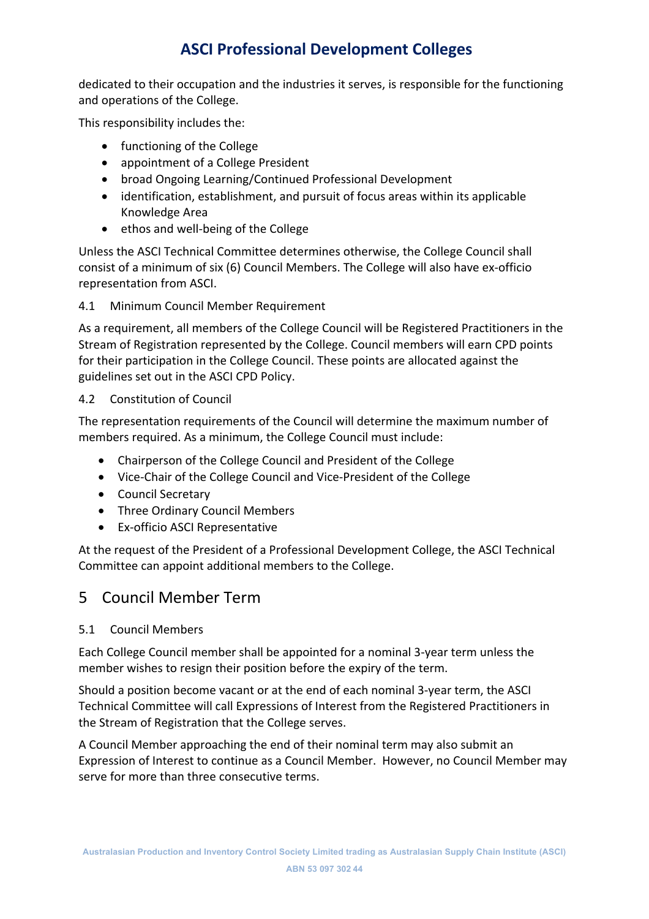dedicated to their occupation and the industries it serves, is responsible for the functioning and operations of the College.

This responsibility includes the:

- functioning of the College
- appointment of a College President
- broad Ongoing Learning/Continued Professional Development
- identification, establishment, and pursuit of focus areas within its applicable Knowledge Area
- ethos and well-being of the College

Unless the ASCI Technical Committee determines otherwise, the College Council shall consist of a minimum of six (6) Council Members. The College will also have ex-officio representation from ASCI.

### 4.1 Minimum Council Member Requirement

As a requirement, all members of the College Council will be Registered Practitioners in the Stream of Registration represented by the College. Council members will earn CPD points for their participation in the College Council. These points are allocated against the guidelines set out in the ASCI CPD Policy.

### 4.2 Constitution of Council

The representation requirements of the Council will determine the maximum number of members required. As a minimum, the College Council must include:

- Chairperson of the College Council and President of the College
- Vice-Chair of the College Council and Vice-President of the College
- Council Secretary
- Three Ordinary Council Members
- Ex-officio ASCI Representative

At the request of the President of a Professional Development College, the ASCI Technical Committee can appoint additional members to the College.

## 5 Council Member Term

### 5.1 Council Members

Each College Council member shall be appointed for a nominal 3-year term unless the member wishes to resign their position before the expiry of the term.

Should a position become vacant or at the end of each nominal 3-year term, the ASCI Technical Committee will call Expressions of Interest from the Registered Practitioners in the Stream of Registration that the College serves.

A Council Member approaching the end of their nominal term may also submit an Expression of Interest to continue as a Council Member. However, no Council Member may serve for more than three consecutive terms.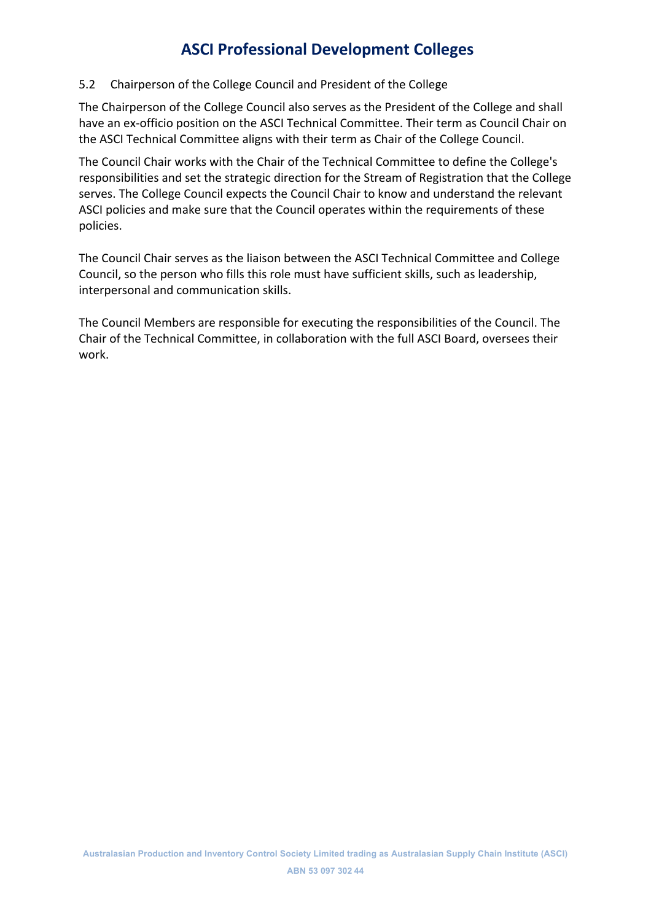### 5.2 Chairperson of the College Council and President of the College

The Chairperson of the College Council also serves as the President of the College and shall have an ex-officio position on the ASCI Technical Committee. Their term as Council Chair on the ASCI Technical Committee aligns with their term as Chair of the College Council.

The Council Chair works with the Chair of the Technical Committee to define the College's responsibilities and set the strategic direction for the Stream of Registration that the College serves. The College Council expects the Council Chair to know and understand the relevant ASCI policies and make sure that the Council operates within the requirements of these policies.

The Council Chair serves as the liaison between the ASCI Technical Committee and College Council, so the person who fills this role must have sufficient skills, such as leadership, interpersonal and communication skills.

The Council Members are responsible for executing the responsibilities of the Council. The Chair of the Technical Committee, in collaboration with the full ASCI Board, oversees their work.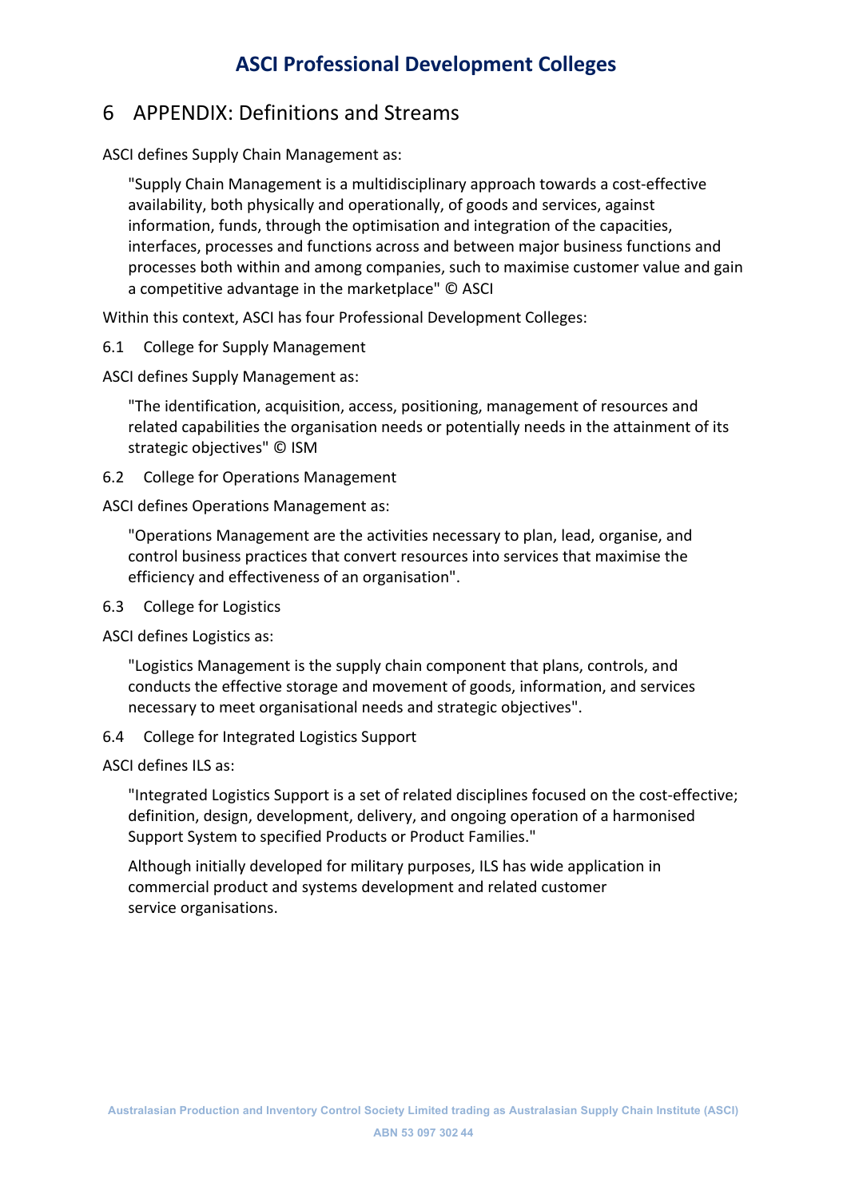# 6 APPENDIX: Definitions and Streams

ASCI defines Supply Chain Management as:

> "Supply Chain Management is a multidisciplinary approach towards a cost-effective availability, both physically and operationally, of goods and services, against information, funds, through the optimisation and integration of the capacities, interfaces, processes and functions across and between major business functions and processes both within and among companies, such to maximise customer value and gain a competitive advantage in the marketplace" © ASCI

Within this context, ASCI has four Professional Development Colleges:

## 6.1 College for Supply Management

ASCI defines Supply Management as:

> "The identification, acquisition, access, positioning, management of resources and related capabilities the organisation needs or potentially needs in the attainment of its strategic objectives" © ISM

## 6.2 College for Operations Management

ASCI defines Operations Management as:

> "Operations Management are the activities necessary to plan, lead, organise, and control business practices that convert resources into services that maximise the efficiency and effectiveness of an organisation".

## 6.3 College for Logistics

ASCI defines Logistics as:

> "Logistics Management is the supply chain component that plans, controls, and conducts the effective storage and movement of goods, information, and services necessary to meet organisational needs and strategic objectives".

## 6.4 College for Integrated Logistics Support

ASCI defines ILS as:

> "Integrated Logistics Support is a set of related disciplines focused on the cost-effective; definition, design, development, delivery, and ongoing operation of a harmonised Support System to specified Products or Product Families."
>
> Although initially developed for military purposes, ILS has wide application in commercial product and systems development and related customer service organisations.